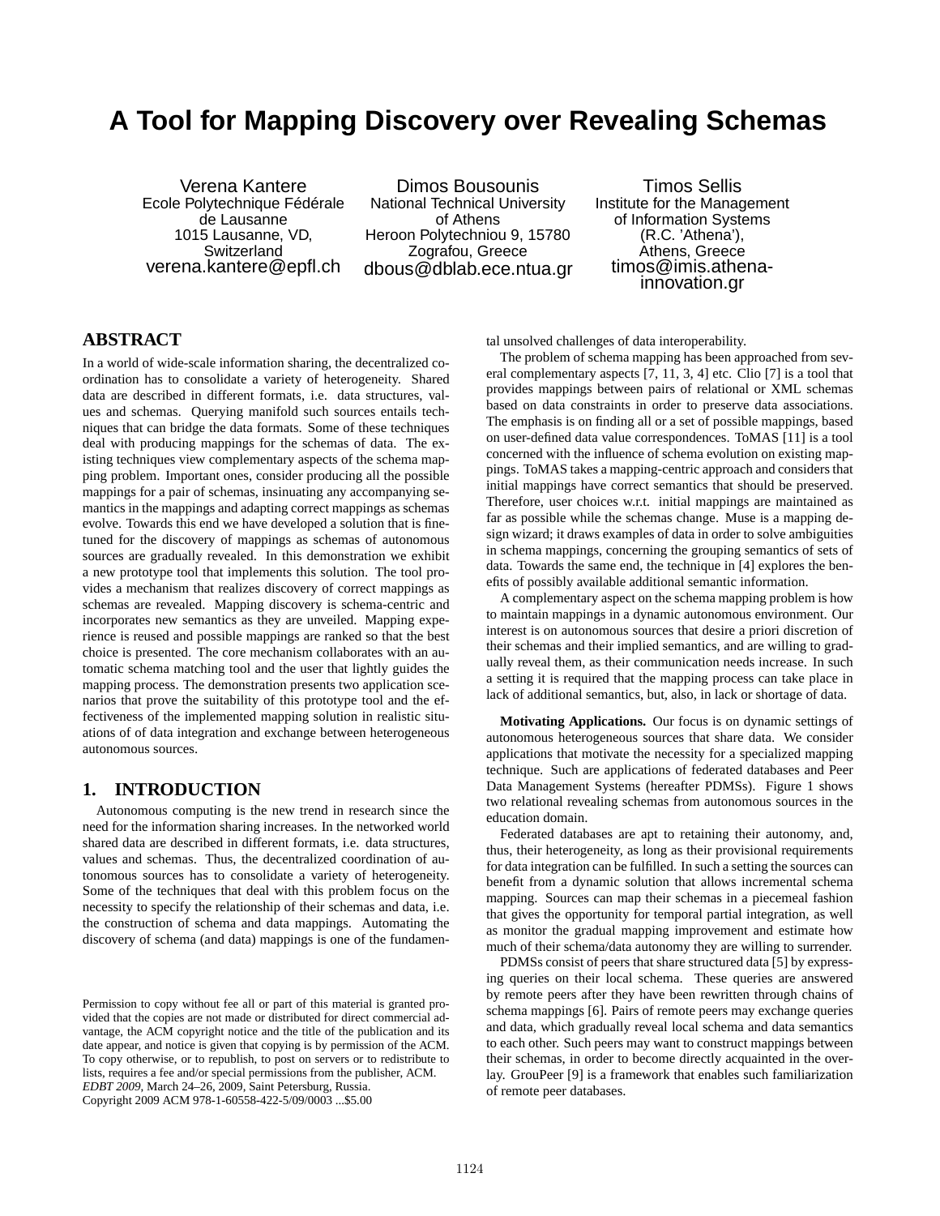# A Tool for Mapping Discovery over Revealing Schemas

Verena Kantere
Ecole Polytechnique Fédérale de Lausanne
1015 Lausanne, VD, Switzerland
verena.kantere@epfl.ch

Dimos Bousounis
National Technical University of Athens
Heroon Polytechniou 9, 15780 Zografou, Greece
dbous@dblab.ece.ntua.gr

Timos Sellis
Institute for the Management of Information Systems (R.C. 'Athena'), Athens, Greece
timos@imis.athena-innovation.gr

## ABSTRACT

In a world of wide-scale information sharing, the decentralized coordination has to consolidate a variety of heterogeneity. Shared data are described in different formats, i.e. data structures, values and schemas. Querying manifold such sources entails techniques that can bridge the data formats. Some of these techniques deal with producing mappings for the schemas of data. The existing techniques view complementary aspects of the schema mapping problem. Important ones, consider producing all the possible mappings for a pair of schemas, insinuating any accompanying semantics in the mappings and adapting correct mappings as schemas evolve. Towards this end we have developed a solution that is fine-tuned for the discovery of mappings as schemas of autonomous sources are gradually revealed. In this demonstration we exhibit a new prototype tool that implements this solution. The tool provides a mechanism that realizes discovery of correct mappings as schemas are revealed. Mapping discovery is schema-centric and incorporates new semantics as they are unveiled. Mapping experience is reused and possible mappings are ranked so that the best choice is presented. The core mechanism collaborates with an automatic schema matching tool and the user that lightly guides the mapping process. The demonstration presents two application scenarios that prove the suitability of this prototype tool and the effectiveness of the implemented mapping solution in realistic situations of of data integration and exchange between heterogeneous autonomous sources.

## 1. INTRODUCTION

Autonomous computing is the new trend in research since the need for the information sharing increases. In the networked world shared data are described in different formats, i.e. data structures, values and schemas. Thus, the decentralized coordination of autonomous sources has to consolidate a variety of heterogeneity. Some of the techniques that deal with this problem focus on the necessity to specify the relationship of their schemas and data, i.e. the construction of schema and data mappings. Automating the discovery of schema (and data) mappings is one of the fundamental unsolved challenges of data interoperability.

The problem of schema mapping has been approached from several complementary aspects [7, 11, 3, 4] etc. Clio [7] is a tool that provides mappings between pairs of relational or XML schemas based on data constraints in order to preserve data associations. The emphasis is on finding all or a set of possible mappings, based on user-defined data value correspondences. ToMAS [11] is a tool concerned with the influence of schema evolution on existing mappings. ToMAS takes a mapping-centric approach and considers that initial mappings have correct semantics that should be preserved. Therefore, user choices w.r.t. initial mappings are maintained as far as possible while the schemas change. Muse is a mapping design wizard; it draws examples of data in order to solve ambiguities in schema mappings, concerning the grouping semantics of sets of data. Towards the same end, the technique in [4] explores the benefits of possibly available additional semantic information.

A complementary aspect on the schema mapping problem is how to maintain mappings in a dynamic autonomous environment. Our interest is on autonomous sources that desire a priori discretion of their schemas and their implied semantics, and are willing to gradually reveal them, as their communication needs increase. In such a setting it is required that the mapping process can take place in lack of additional semantics, but, also, in lack or shortage of data.

**Motivating Applications.** Our focus is on dynamic settings of autonomous heterogeneous sources that share data. We consider applications that motivate the necessity for a specialized mapping technique. Such are applications of federated databases and Peer Data Management Systems (hereafter PDMSs). Figure 1 shows two relational revealing schemas from autonomous sources in the education domain.

Federated databases are apt to retaining their autonomy, and, thus, their heterogeneity, as long as their provisional requirements for data integration can be fulfilled. In such a setting the sources can benefit from a dynamic solution that allows incremental schema mapping. Sources can map their schemas in a piecemeal fashion that gives the opportunity for temporal partial integration, as well as monitor the gradual mapping improvement and estimate how much of their schema/data autonomy they are willing to surrender.

PDMSs consist of peers that share structured data [5] by expressing queries on their local schema. These queries are answered by remote peers after they have been rewritten through chains of schema mappings [6]. Pairs of remote peers may exchange queries and data, which gradually reveal local schema and data semantics to each other. Such peers may want to construct mappings between their schemas, in order to become directly acquainted in the overlay. GrouPeer [9] is a framework that enables such familiarization of remote peer databases.

Permission to copy without fee all or part of this material is granted provided that the copies are not made or distributed for direct commercial advantage, the ACM copyright notice and the title of the publication and its date appear, and notice is given that copying is by permission of the ACM. To copy otherwise, or to republish, to post on servers or to redistribute to lists, requires a fee and/or special permissions from the publisher, ACM.
*EDBT 2009*, March 24–26, 2009, Saint Petersburg, Russia.
Copyright 2009 ACM 978-1-60558-422-5/09/0003 ...$5.00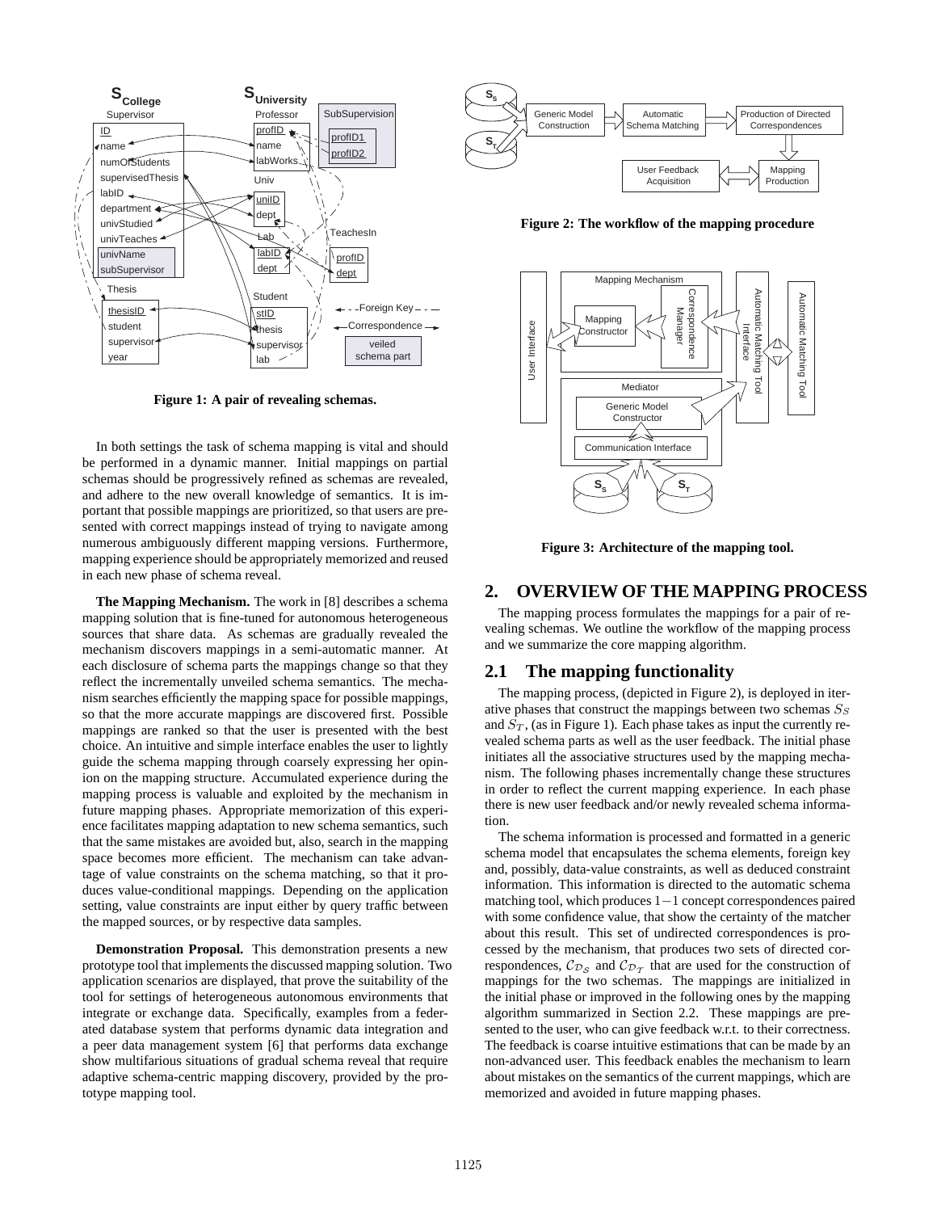Figure 1: A pair of revealing schemas.

In both settings the task of schema mapping is vital and should be performed in a dynamic manner. Initial mappings on partial schemas should be progressively refined as schemas are revealed, and adhere to the new overall knowledge of semantics. It is important that possible mappings are prioritized, so that users are presented with correct mappings instead of trying to navigate among numerous ambiguously different mapping versions. Furthermore, mapping experience should be appropriately memorized and reused in each new phase of schema reveal.

**The Mapping Mechanism.** The work in [8] describes a schema mapping solution that is fine-tuned for autonomous heterogeneous sources that share data. As schemas are gradually revealed the mechanism discovers mappings in a semi-automatic manner. At each disclosure of schema parts the mappings change so that they reflect the incrementally unveiled schema semantics. The mechanism searches efficiently the mapping space for possible mappings, so that the more accurate mappings are discovered first. Possible mappings are ranked so that the user is presented with the best choice. An intuitive and simple interface enables the user to lightly guide the schema mapping through coarsely expressing her opinion on the mapping structure. Accumulated experience during the mapping process is valuable and exploited by the mechanism in future mapping phases. Appropriate memorization of this experience facilitates mapping adaptation to new schema semantics, such that the same mistakes are avoided but, also, search in the mapping space becomes more efficient. The mechanism can take advantage of value constraints on the schema matching, so that it produces value-conditional mappings. Depending on the application setting, value constraints are input either by query traffic between the mapped sources, or by respective data samples.

**Demonstration Proposal.** This demonstration presents a new prototype tool that implements the discussed mapping solution. Two application scenarios are displayed, that prove the suitability of the tool for settings of heterogeneous autonomous environments that integrate or exchange data. Specifically, examples from a federated database system that performs dynamic data integration and a peer data management system [6] that performs data exchange show multifarious situations of gradual schema reveal that require adaptive schema-centric mapping discovery, provided by the prototype mapping tool.

Figure 2: The workflow of the mapping procedure

Figure 3: Architecture of the mapping tool.

## 2. OVERVIEW OF THE MAPPING PROCESS

The mapping process formulates the mappings for a pair of revealing schemas. We outline the workflow of the mapping process and we summarize the core mapping algorithm.

### 2.1 The mapping functionality

The mapping process, (depicted in Figure 2), is deployed in iterative phases that construct the mappings between two schemas $S_S$ and $S_T$, (as in Figure 1). Each phase takes as input the currently revealed schema parts as well as the user feedback. The initial phase initiates all the associative structures used by the mapping mechanism. The following phases incrementally change these structures in order to reflect the current mapping experience. In each phase there is new user feedback and/or newly revealed schema information.

The schema information is processed and formatted in a generic schema model that encapsulates the schema elements, foreign key and, possibly, data-value constraints, as well as deduced constraint information. This information is directed to the automatic schema matching tool, which produces $1-1$ concept correspondences paired with some confidence value, that show the certainty of the matcher about this result. This set of undirected correspondences is processed by the mechanism, that produces two sets of directed correspondences, $\mathcal{C}_{\mathcal{D}_S}$ and $\mathcal{C}_{\mathcal{D}_T}$ that are used for the construction of mappings for the two schemas. The mappings are initialized in the initial phase or improved in the following ones by the mapping algorithm summarized in Section 2.2. These mappings are presented to the user, who can give feedback w.r.t. to their correctness. The feedback is coarse intuitive estimations that can be made by an non-advanced user. This feedback enables the mechanism to learn about mistakes on the semantics of the current mappings, which are memorized and avoided in future mapping phases.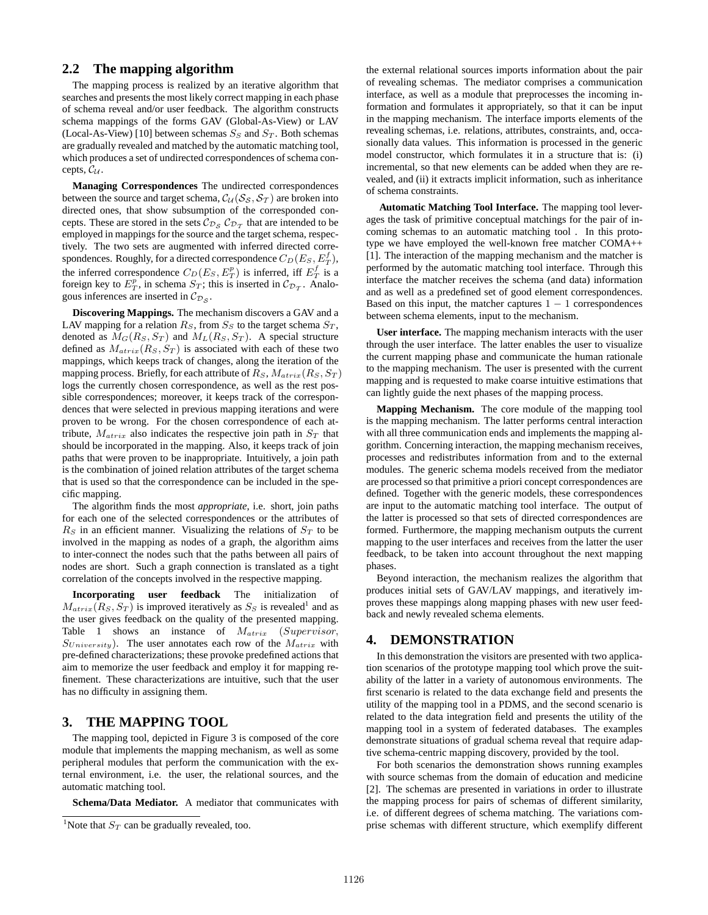## 2.2 The mapping algorithm

The mapping process is realized by an iterative algorithm that searches and presents the most likely correct mapping in each phase of schema reveal and/or user feedback. The algorithm constructs schema mappings of the forms GAV (Global-As-View) or LAV (Local-As-View) [10] between schemas $S_S$ and $S_T$. Both schemas are gradually revealed and matched by the automatic matching tool, which produces a set of undirected correspondences of schema concepts, $\mathcal{C}_{\mathcal{U}}$.

**Managing Correspondences** The undirected correspondences between the source and target schema, $\mathcal{C}_{\mathcal{U}}(\mathcal{S}_{\mathcal{S}}, \mathcal{S}_{\mathcal{T}})$ are broken into directed ones, that show subsumption of the corresponded concepts. These are stored in the sets $\mathcal{C}_{\mathcal{D}_{\mathcal{S}}}$ $\mathcal{C}_{\mathcal{D}_{\mathcal{T}}}$ that are intended to be employed in mappings for the source and the target schema, respectively. The two sets are augmented with inferred directed correspondences. Roughly, for a directed correspondence $C_D(E_S, E_T^f)$, the inferred correspondence $C_D(E_S, E_T^p)$ is inferred, iff $E_T^f$ is a foreign key to $E_T^p$, in schema $S_T$; this is inserted in $\mathcal{C}_{\mathcal{D}_{\mathcal{T}}}$. Analogous inferences are inserted in $\mathcal{C}_{\mathcal{D}_{\mathcal{S}}}$.

**Discovering Mappings.** The mechanism discovers a GAV and a LAV mapping for a relation $R_S$, from $S_S$ to the target schema $S_T$, denoted as $M_G(R_S, S_T)$ and $M_L(R_S, S_T)$. A special structure defined as $M_{atrix}(R_S, S_T)$ is associated with each of these two mappings, which keeps track of changes, along the iteration of the mapping process. Briefly, for each attribute of $R_S$, $M_{atrix}(R_S, S_T)$ logs the currently chosen correspondence, as well as the rest possible correspondences; moreover, it keeps track of the correspondences that were selected in previous mapping iterations and were proven to be wrong. For the chosen correspondence of each attribute, $M_{atrix}$ also indicates the respective join path in $S_T$ that should be incorporated in the mapping. Also, it keeps track of join paths that were proven to be inappropriate. Intuitively, a join path is the combination of joined relation attributes of the target schema that is used so that the correspondence can be included in the specific mapping.

The algorithm finds the most *appropriate*, i.e. short, join paths for each one of the selected correspondences or the attributes of $R_S$ in an efficient manner. Visualizing the relations of $S_T$ to be involved in the mapping as nodes of a graph, the algorithm aims to inter-connect the nodes such that the paths between all pairs of nodes are short. Such a graph connection is translated as a tight correlation of the concepts involved in the respective mapping.

**Incorporating user feedback** The initialization of $M_{atrix}(R_S, S_T)$ is improved iteratively as $S_S$ is revealed[1] and as the user gives feedback on the quality of the presented mapping. Table 1 shows an instance of $M_{atrix}$ ($Supervisor$, $S_{University}$). The user annotates each row of the $M_{atrix}$ with pre-defined characterizations; these provoke predefined actions that aim to memorize the user feedback and employ it for mapping refinement. These characterizations are intuitive, such that the user has no difficulty in assigning them.

## 3. THE MAPPING TOOL

The mapping tool, depicted in Figure 3 is composed of the core module that implements the mapping mechanism, as well as some peripheral modules that perform the communication with the external environment, i.e. the user, the relational sources, and the automatic matching tool.

**Schema/Data Mediator.** A mediator that communicates with the external relational sources imports information about the pair of revealing schemas. The mediator comprises a communication interface, as well as a module that preprocesses the incoming information and formulates it appropriately, so that it can be input in the mapping mechanism. The interface imports elements of the revealing schemas, i.e. relations, attributes, constraints, and, occasionally data values. This information is processed in the generic model constructor, which formulates it in a structure that is: (i) incremental, so that new elements can be added when they are revealed, and (ii) it extracts implicit information, such as inheritance of schema constraints.

**Automatic Matching Tool Interface.** The mapping tool leverages the task of primitive conceptual matchings for the pair of incoming schemas to an automatic matching tool . In this prototype we have employed the well-known free matcher COMA++ [1]. The interaction of the mapping mechanism and the matcher is performed by the automatic matching tool interface. Through this interface the matcher receives the schema (and data) information and as well as a predefined set of good element correspondences. Based on this input, the matcher captures $1-1$ correspondences between schema elements, input to the mechanism.

**User interface.** The mapping mechanism interacts with the user through the user interface. The latter enables the user to visualize the current mapping phase and communicate the human rationale to the mapping mechanism. The user is presented with the current mapping and is requested to make coarse intuitive estimations that can lightly guide the next phases of the mapping process.

**Mapping Mechanism.** The core module of the mapping tool is the mapping mechanism. The latter performs central interaction with all three communication ends and implements the mapping algorithm. Concerning interaction, the mapping mechanism receives, processes and redistributes information from and to the external modules. The generic schema models received from the mediator are processed so that primitive a priori concept correspondences are defined. Together with the generic models, these correspondences are input to the automatic matching tool interface. The output of the latter is processed so that sets of directed correspondences are formed. Furthermore, the mapping mechanism outputs the current mapping to the user interfaces and receives from the latter the user feedback, to be taken into account throughout the next mapping phases.

Beyond interaction, the mechanism realizes the algorithm that produces initial sets of GAV/LAV mappings, and iteratively improves these mappings along mapping phases with new user feedback and newly revealed schema elements.

## 4. DEMONSTRATION

In this demonstration the visitors are presented with two application scenarios of the prototype mapping tool which prove the suitability of the latter in a variety of autonomous environments. The first scenario is related to the data exchange field and presents the utility of the mapping tool in a PDMS, and the second scenario is related to the data integration field and presents the utility of the mapping tool in a system of federated databases. The examples demonstrate situations of gradual schema reveal that require adaptive schema-centric mapping discovery, provided by the tool.

For both scenarios the demonstration shows running examples with source schemas from the domain of education and medicine [2]. The schemas are presented in variations in order to illustrate the mapping process for pairs of schemas of different similarity, i.e. of different degrees of schema matching. The variations comprise schemas with different structure, which exemplify different

[1] Note that $S_T$ can be gradually revealed, too.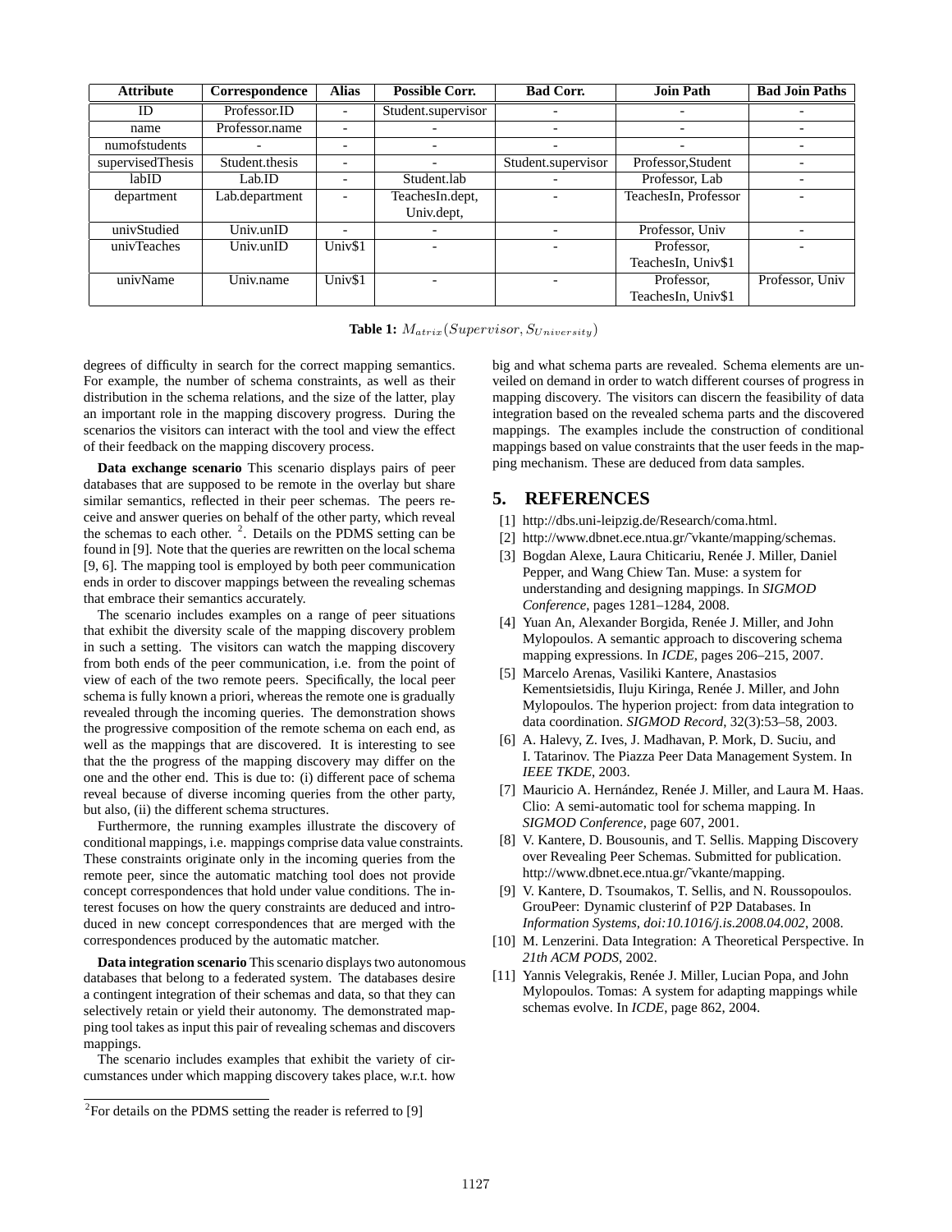| Attribute | Correspondence | Alias | Possible Corr. | Bad Corr. | Join Path | Bad Join Paths |
|---|---|---|---|---|---|---|
| ID | Professor.ID | - | Student.supervisor | - | - | - |
| name | Professor.name | - | - | - | - | - |
| numofstudents | - | - | - | - | - | - |
| supervisedThesis | Student.thesis | - | - | Student.supervisor | Professor,Student | - |
| labID | Lab.ID | - | Student.lab | - | Professor, Lab | - |
| department | Lab.department | - | TeachesIn.dept, Univ.dept, | - | TeachesIn, Professor | - |
| univStudied | Univ.unID | - | - | - | Professor, Univ | - |
| univTeaches | Univ.unID | Univ$1 | - | - | Professor, TeachesIn, Univ$1 | - |
| univName | Univ.name | Univ$1 | - | - | Professor, TeachesIn, Univ$1 | Professor, Univ |

**Table 1:** $M_{atrix}(Supervisor, S_{University})$

degrees of difficulty in search for the correct mapping semantics. For example, the number of schema constraints, as well as their distribution in the schema relations, and the size of the latter, play an important role in the mapping discovery progress. During the scenarios the visitors can interact with the tool and view the effect of their feedback on the mapping discovery process.

**Data exchange scenario** This scenario displays pairs of peer databases that are supposed to be remote in the overlay but share similar semantics, reflected in their peer schemas. The peers receive and answer queries on behalf of the other party, which reveal the schemas to each other. [2]. Details on the PDMS setting can be found in [9]. Note that the queries are rewritten on the local schema [9, 6]. The mapping tool is employed by both peer communication ends in order to discover mappings between the revealing schemas that embrace their semantics accurately.

The scenario includes examples on a range of peer situations that exhibit the diversity scale of the mapping discovery problem in such a setting. The visitors can watch the mapping discovery from both ends of the peer communication, i.e. from the point of view of each of the two remote peers. Specifically, the local peer schema is fully known a priori, whereas the remote one is gradually revealed through the incoming queries. The demonstration shows the progressive composition of the remote schema on each end, as well as the mappings that are discovered. It is interesting to see that the the progress of the mapping discovery may differ on the one and the other end. This is due to: (i) different pace of schema reveal because of diverse incoming queries from the other party, but also, (ii) the different schema structures.

Furthermore, the running examples illustrate the discovery of conditional mappings, i.e. mappings comprise data value constraints. These constraints originate only in the incoming queries from the remote peer, since the automatic matching tool does not provide concept correspondences that hold under value conditions. The interest focuses on how the query constraints are deduced and introduced in new concept correspondences that are merged with the correspondences produced by the automatic matcher.

**Data integration scenario** This scenario displays two autonomous databases that belong to a federated system. The databases desire a contingent integration of their schemas and data, so that they can selectively retain or yield their autonomy. The demonstrated mapping tool takes as input this pair of revealing schemas and discovers mappings.

The scenario includes examples that exhibit the variety of circumstances under which mapping discovery takes place, w.r.t. how big and what schema parts are revealed. Schema elements are unveiled on demand in order to watch different courses of progress in mapping discovery. The visitors can discern the feasibility of data integration based on the revealed schema parts and the discovered mappings. The examples include the construction of conditional mappings based on value constraints that the user feeds in the mapping mechanism. These are deduced from data samples.

[2]For details on the PDMS setting the reader is referred to [9]

## 5. REFERENCES

[1] http://dbs.uni-leipzig.de/Research/coma.html.

[2] http://www.dbnet.ece.ntua.gr/˜vkante/mapping/schemas.

[3] Bogdan Alexe, Laura Chiticariu, Renée J. Miller, Daniel Pepper, and Wang Chiew Tan. Muse: a system for understanding and designing mappings. In *SIGMOD Conference*, pages 1281–1284, 2008.

[4] Yuan An, Alexander Borgida, Renée J. Miller, and John Mylopoulos. A semantic approach to discovering schema mapping expressions. In *ICDE*, pages 206–215, 2007.

[5] Marcelo Arenas, Vasiliki Kantere, Anastasios Kementsietsidis, Iluju Kiringa, Renée J. Miller, and John Mylopoulos. The hyperion project: from data integration to data coordination. *SIGMOD Record*, 32(3):53–58, 2003.

[6] A. Halevy, Z. Ives, J. Madhavan, P. Mork, D. Suciu, and I. Tatarinov. The Piazza Peer Data Management System. In *IEEE TKDE*, 2003.

[7] Mauricio A. Hernández, Renée J. Miller, and Laura M. Haas. Clio: A semi-automatic tool for schema mapping. In *SIGMOD Conference*, page 607, 2001.

[8] V. Kantere, D. Bousounis, and T. Sellis. Mapping Discovery over Revealing Peer Schemas. Submitted for publication. http://www.dbnet.ece.ntua.gr/˜vkante/mapping.

[9] V. Kantere, D. Tsoumakos, T. Sellis, and N. Roussopoulos. GrouPeer: Dynamic clusterinf of P2P Databases. In *Information Systems, doi:10.1016/j.is.2008.04.002*, 2008.

[10] M. Lenzerini. Data Integration: A Theoretical Perspective. In *21th ACM PODS*, 2002.

[11] Yannis Velegrakis, Renée J. Miller, Lucian Popa, and John Mylopoulos. Tomas: A system for adapting mappings while schemas evolve. In *ICDE*, page 862, 2004.